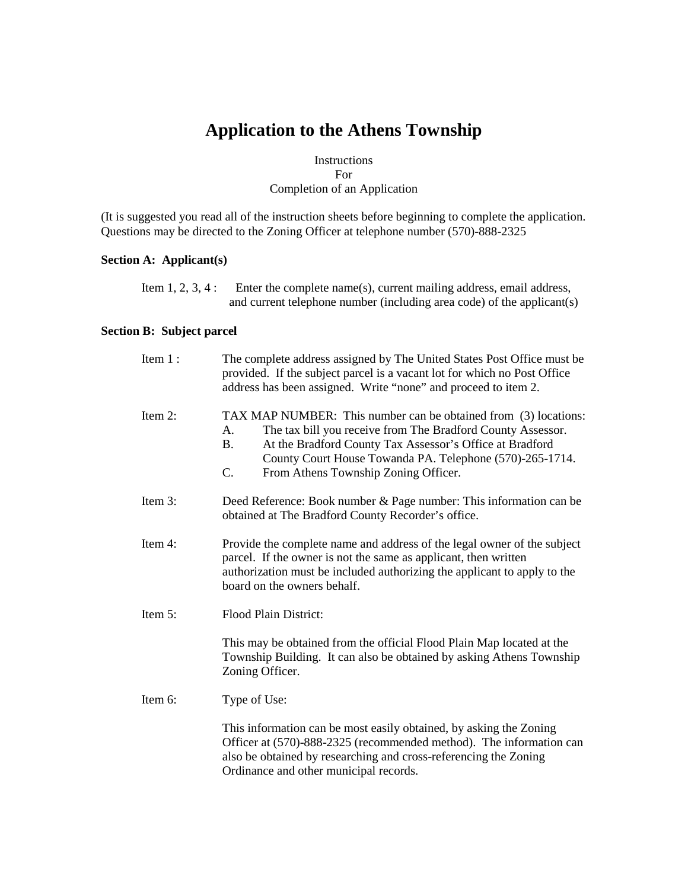# Application to the Athens Township

Instructions
For
Completion of an Application

(It is suggested you read all of the instruction sheets before beginning to complete the application. Questions may be directed to the Zoning Officer at telephone number (570)-888-2325

**Section A: Applicant(s)**

Item 1, 2, 3, 4 : Enter the complete name(s), current mailing address, email address, and current telephone number (including area code) of the applicant(s)

**Section B: Subject parcel**

Item 1 : The complete address assigned by The United States Post Office must be provided. If the subject parcel is a vacant lot for which no Post Office address has been assigned. Write "none" and proceed to item 2.

Item 2: TAX MAP NUMBER: This number can be obtained from (3) locations:

A. The tax bill you receive from The Bradford County Assessor.
B. At the Bradford County Tax Assessor's Office at Bradford County Court House Towanda PA. Telephone (570)-265-1714.
C. From Athens Township Zoning Officer.

Item 3: Deed Reference: Book number & Page number: This information can be obtained at The Bradford County Recorder's office.

Item 4: Provide the complete name and address of the legal owner of the subject parcel. If the owner is not the same as applicant, then written authorization must be included authorizing the applicant to apply to the board on the owners behalf.

Item 5: Flood Plain District:

This may be obtained from the official Flood Plain Map located at the Township Building. It can also be obtained by asking Athens Township Zoning Officer.

Item 6: Type of Use:

This information can be most easily obtained, by asking the Zoning Officer at (570)-888-2325 (recommended method). The information can also be obtained by researching and cross-referencing the Zoning Ordinance and other municipal records.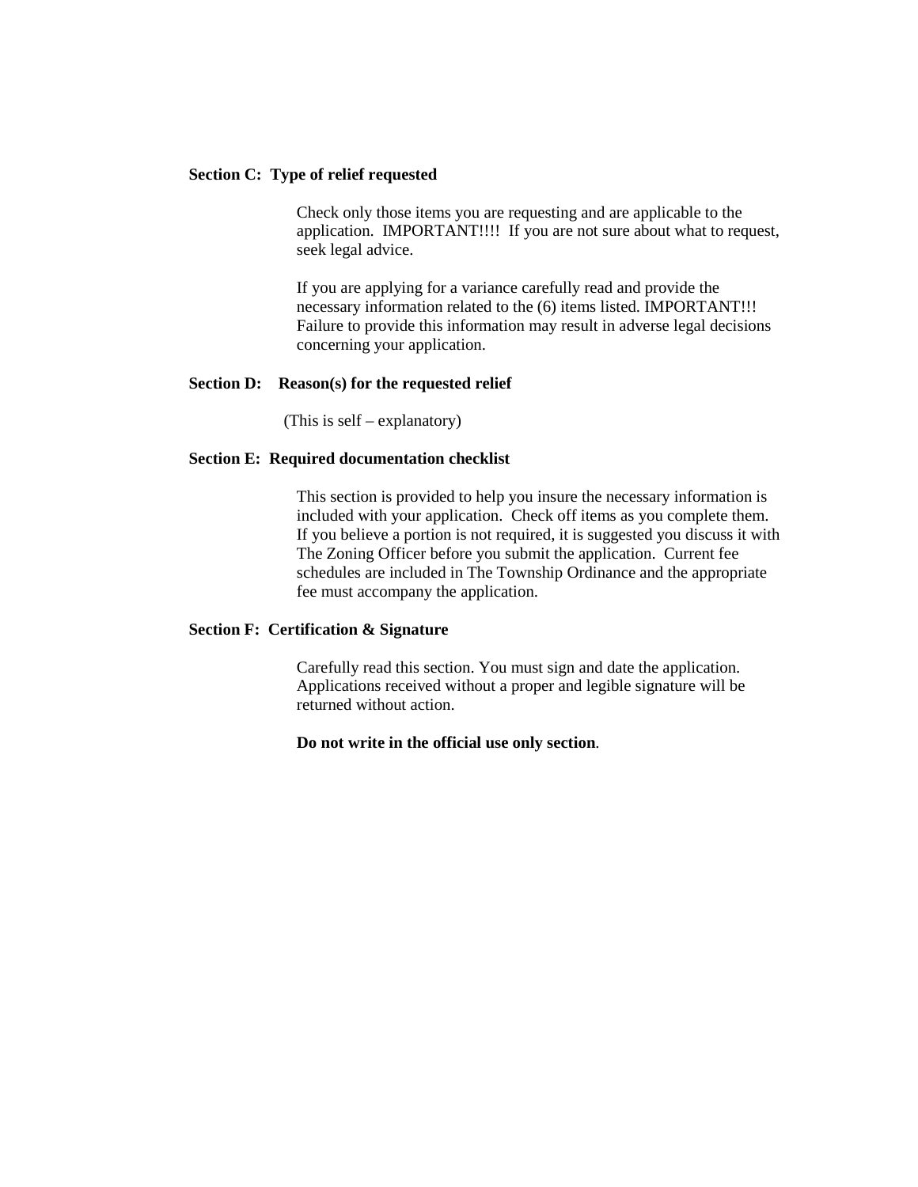**Section C: Type of relief requested**

Check only those items you are requesting and are applicable to the application. IMPORTANT!!!! If you are not sure about what to request, seek legal advice.

If you are applying for a variance carefully read and provide the necessary information related to the (6) items listed. IMPORTANT!!! Failure to provide this information may result in adverse legal decisions concerning your application.

**Section D: Reason(s) for the requested relief**

(This is self – explanatory)

**Section E: Required documentation checklist**

This section is provided to help you insure the necessary information is included with your application. Check off items as you complete them. If you believe a portion is not required, it is suggested you discuss it with The Zoning Officer before you submit the application. Current fee schedules are included in The Township Ordinance and the appropriate fee must accompany the application.

**Section F: Certification & Signature**

Carefully read this section. You must sign and date the application. Applications received without a proper and legible signature will be returned without action.

**Do not write in the official use only section**.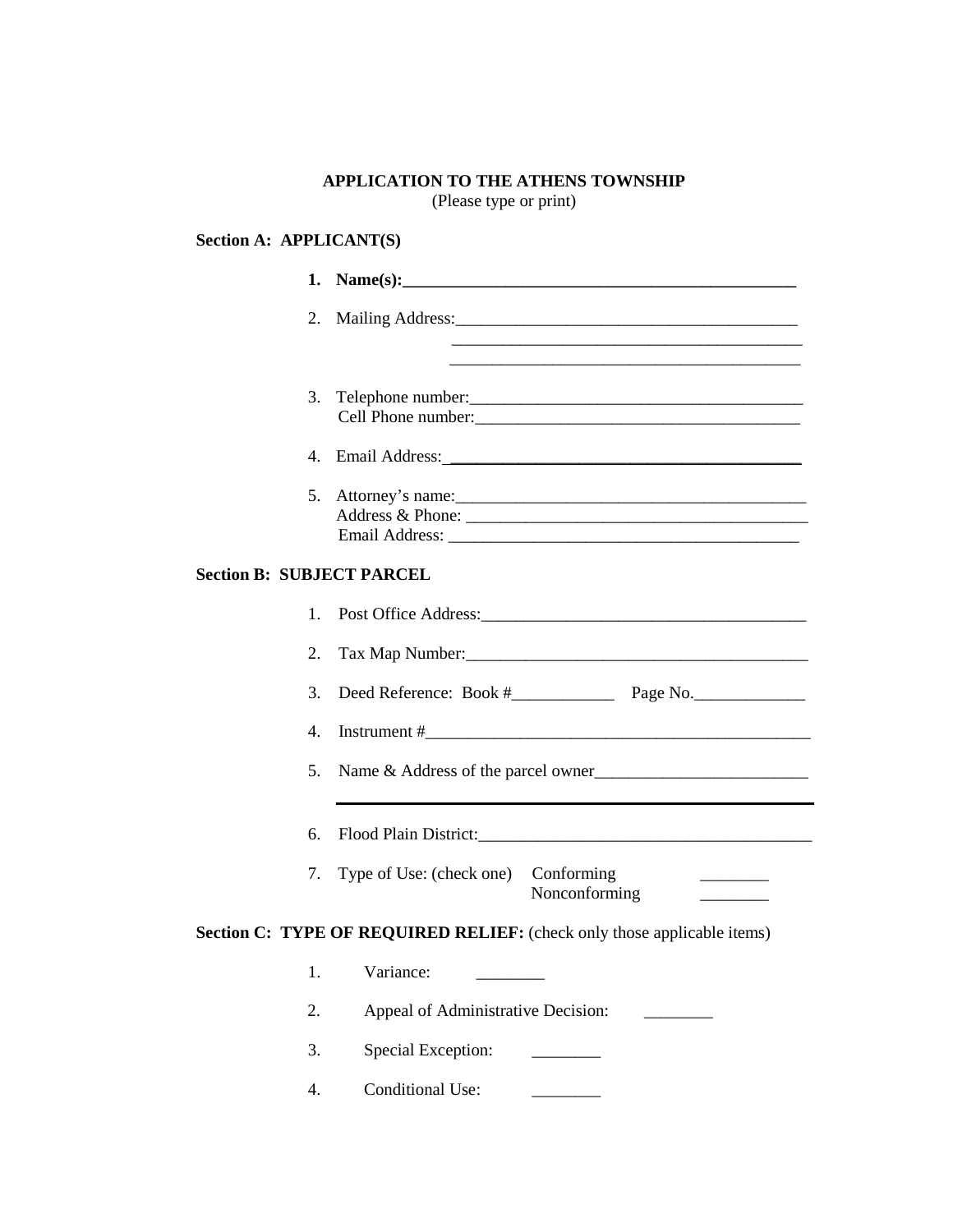**APPLICATION TO THE ATHENS TOWNSHIP**
(Please type or print)

**Section A: APPLICANT(S)**

1. **Name(s):________________________________________________**
2. Mailing Address:_________________________________________
   _________________________________________
   _________________________________________
3. Telephone number:________________________________________
   Cell Phone number:_______________________________________
4. Email Address:___________________________________________
5. Attorney's name:_________________________________________
   Address & Phone: _________________________________________
   Email Address: ___________________________________________

**Section B: SUBJECT PARCEL**

1. Post Office Address:_______________________________________
2. Tax Map Number:__________________________________________
3. Deed Reference: Book #____________ Page No._____________
4. Instrument #_______________________________________________
5. Name & Address of the parcel owner_________________________
   ________________________________________________________
6. Flood Plain District:_______________________________________
7. Type of Use: (check one) Conforming ________
   Nonconforming ________

**Section C: TYPE OF REQUIRED RELIEF:** (check only those applicable items)

1. Variance: ________
2. Appeal of Administrative Decision: ________
3. Special Exception: ________
4. Conditional Use: ________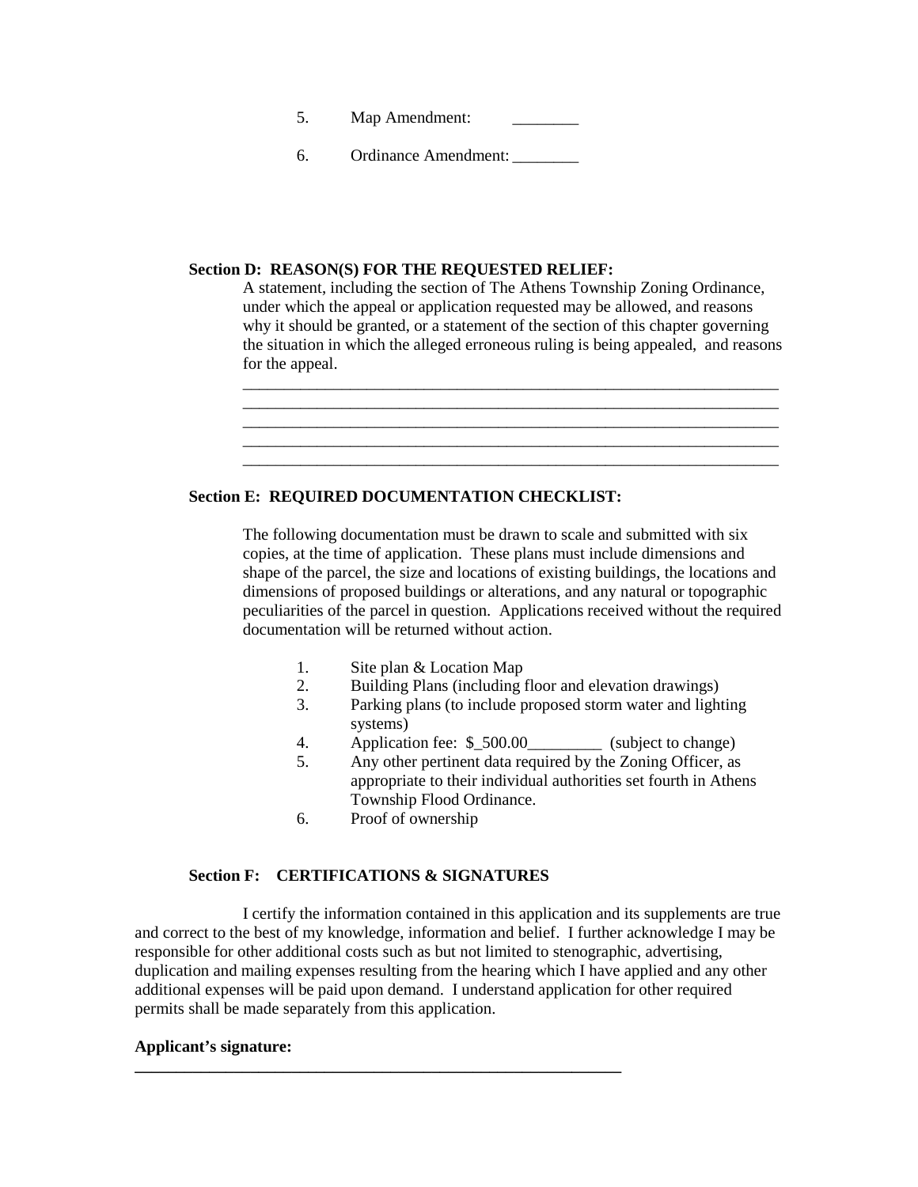5. Map Amendment: ________

6. Ordinance Amendment: ________

**Section D: REASON(S) FOR THE REQUESTED RELIEF:**

A statement, including the section of The Athens Township Zoning Ordinance, under which the appeal or application requested may be allowed, and reasons why it should be granted, or a statement of the section of this chapter governing the situation in which the alleged erroneous ruling is being appealed, and reasons for the appeal.

____________________________________________________________________
____________________________________________________________________
____________________________________________________________________
____________________________________________________________________
____________________________________________________________________

**Section E: REQUIRED DOCUMENTATION CHECKLIST:**

The following documentation must be drawn to scale and submitted with six copies, at the time of application. These plans must include dimensions and shape of the parcel, the size and locations of existing buildings, the locations and dimensions of proposed buildings or alterations, and any natural or topographic peculiarities of the parcel in question. Applications received without the required documentation will be returned without action.

1. Site plan & Location Map
2. Building Plans (including floor and elevation drawings)
3. Parking plans (to include proposed storm water and lighting systems)
4. Application fee: $_500.00_________ (subject to change)
5. Any other pertinent data required by the Zoning Officer, as appropriate to their individual authorities set fourth in Athens Township Flood Ordinance.
6. Proof of ownership

**Section F: CERTIFICATIONS & SIGNATURES**

I certify the information contained in this application and its supplements are true and correct to the best of my knowledge, information and belief. I further acknowledge I may be responsible for other additional costs such as but not limited to stenographic, advertising, duplication and mailing expenses resulting from the hearing which I have applied and any other additional expenses will be paid upon demand. I understand application for other required permits shall be made separately from this application.

**Applicant's signature:**

**______________________________________________________________**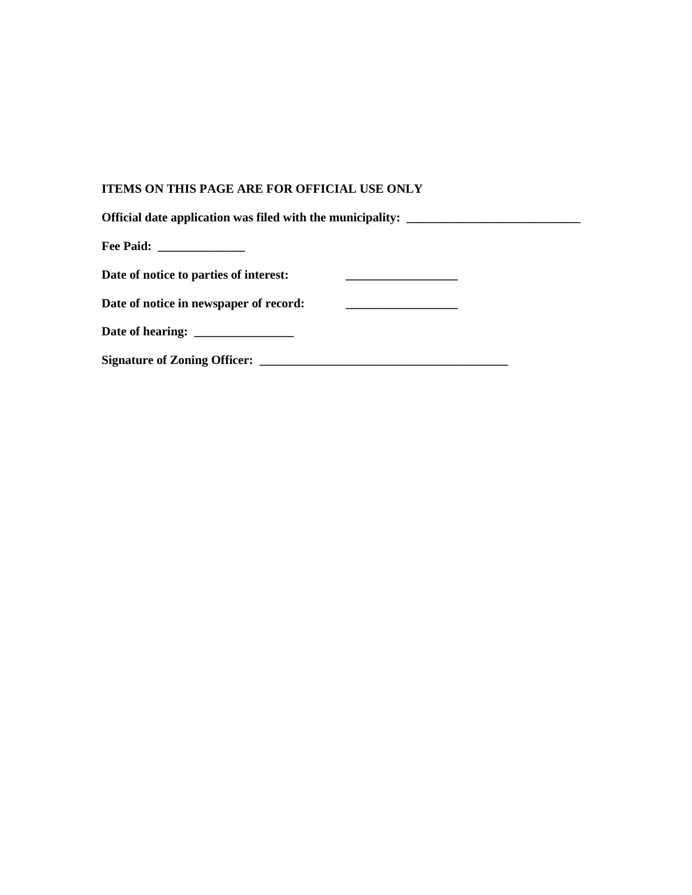**ITEMS ON THIS PAGE ARE FOR OFFICIAL USE ONLY**

**Official date application was filed with the municipality: ____________________________**

**Fee Paid: ______________**

**Date of notice to parties of interest: __________________**

**Date of notice in newspaper of record: __________________**

**Date of hearing: ________________**

**Signature of Zoning Officer: ________________________________________**